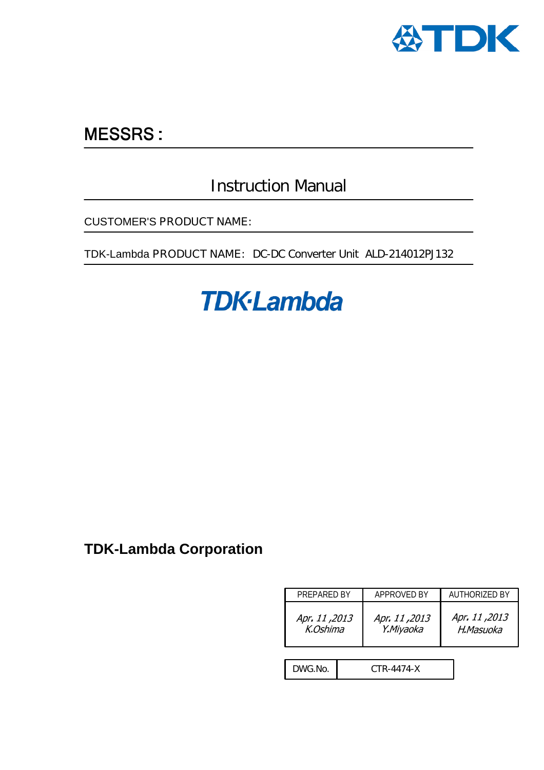TDK

## MESSRS :

# Instruction Manual

CUSTOMER'S PRODUCT NAME:

TDK-Lambda PRODUCT NAME: DC-DC Converter Unit ALD-214012PJ132

TDK-Lambda

**TDK-Lambda Corporation**

| PREPARED BY | APPROVED BY | AUTHORIZED BY |
|---|---|---|
| *Apr. 11 ,2013 K.Oshima* | *Apr. 11 ,2013 Y.Miyaoka* | *Apr. 11 ,2013 H.Masuoka* |

| DWG.No. | CTR-4474-X |
|---|---|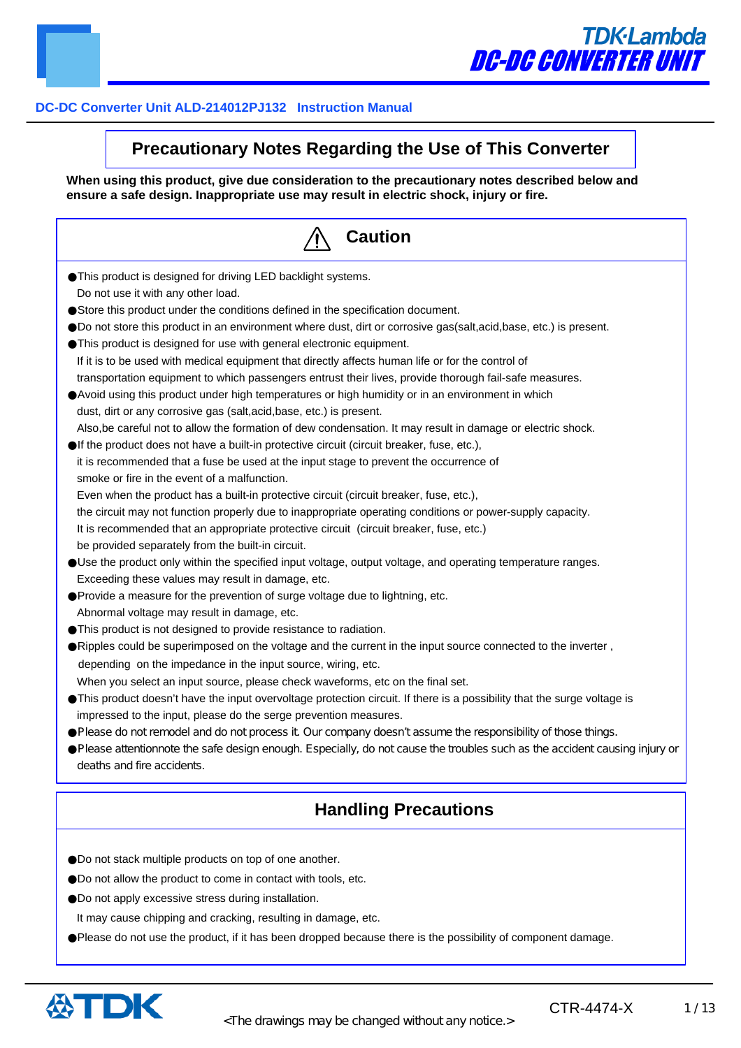DC-DC Converter Unit ALD-214012PJ132 Instruction Manual

# Precautionary Notes Regarding the Use of This Converter

**When using this product, give due consideration to the precautionary notes described below and ensure a safe design. Inappropriate use may result in electric shock, injury or fire.**

## ⚠ Caution

- This product is designed for driving LED backlight systems.
  Do not use it with any other load.
- Store this product under the conditions defined in the specification document.
- Do not store this product in an environment where dust, dirt or corrosive gas(salt,acid,base, etc.) is present.
- This product is designed for use with general electronic equipment.
  If it is to be used with medical equipment that directly affects human life or for the control of transportation equipment to which passengers entrust their lives, provide thorough fail-safe measures.
- Avoid using this product under high temperatures or high humidity or in an environment in which dust, dirt or any corrosive gas (salt,acid,base, etc.) is present.
  Also,be careful not to allow the formation of dew condensation. It may result in damage or electric shock.
- If the product does not have a built-in protective circuit (circuit breaker, fuse, etc.), it is recommended that a fuse be used at the input stage to prevent the occurrence of smoke or fire in the event of a malfunction.
  Even when the product has a built-in protective circuit (circuit breaker, fuse, etc.), the circuit may not function properly due to inappropriate operating conditions or power-supply capacity.
  It is recommended that an appropriate protective circuit (circuit breaker, fuse, etc.) be provided separately from the built-in circuit.
- Use the product only within the specified input voltage, output voltage, and operating temperature ranges.
  Exceeding these values may result in damage, etc.
- Provide a measure for the prevention of surge voltage due to lightning, etc.
  Abnormal voltage may result in damage, etc.
- This product is not designed to provide resistance to radiation.
- Ripples could be superimposed on the voltage and the current in the input source connected to the inverter , depending on the impedance in the input source, wiring, etc.
  When you select an input source, please check waveforms, etc on the final set.
- This product doesn't have the input overvoltage protection circuit. If there is a possibility that the surge voltage is impressed to the input, please do the serge prevention measures.
- Please do not remodel and do not process it. Our company doesn't assume the responsibility of those things.
- Please attentionnote the safe design enough. Especially, do not cause the troubles such as the accident causing injury or deaths and fire accidents.

## Handling Precautions

- Do not stack multiple products on top of one another.
- Do not allow the product to come in contact with tools, etc.
- Do not apply excessive stress during installation.
  It may cause chipping and cracking, resulting in damage, etc.
- Please do not use the product, if it has been dropped because there is the possibility of component damage.

<The drawings may be changed without any notice.>

CTR-4474-X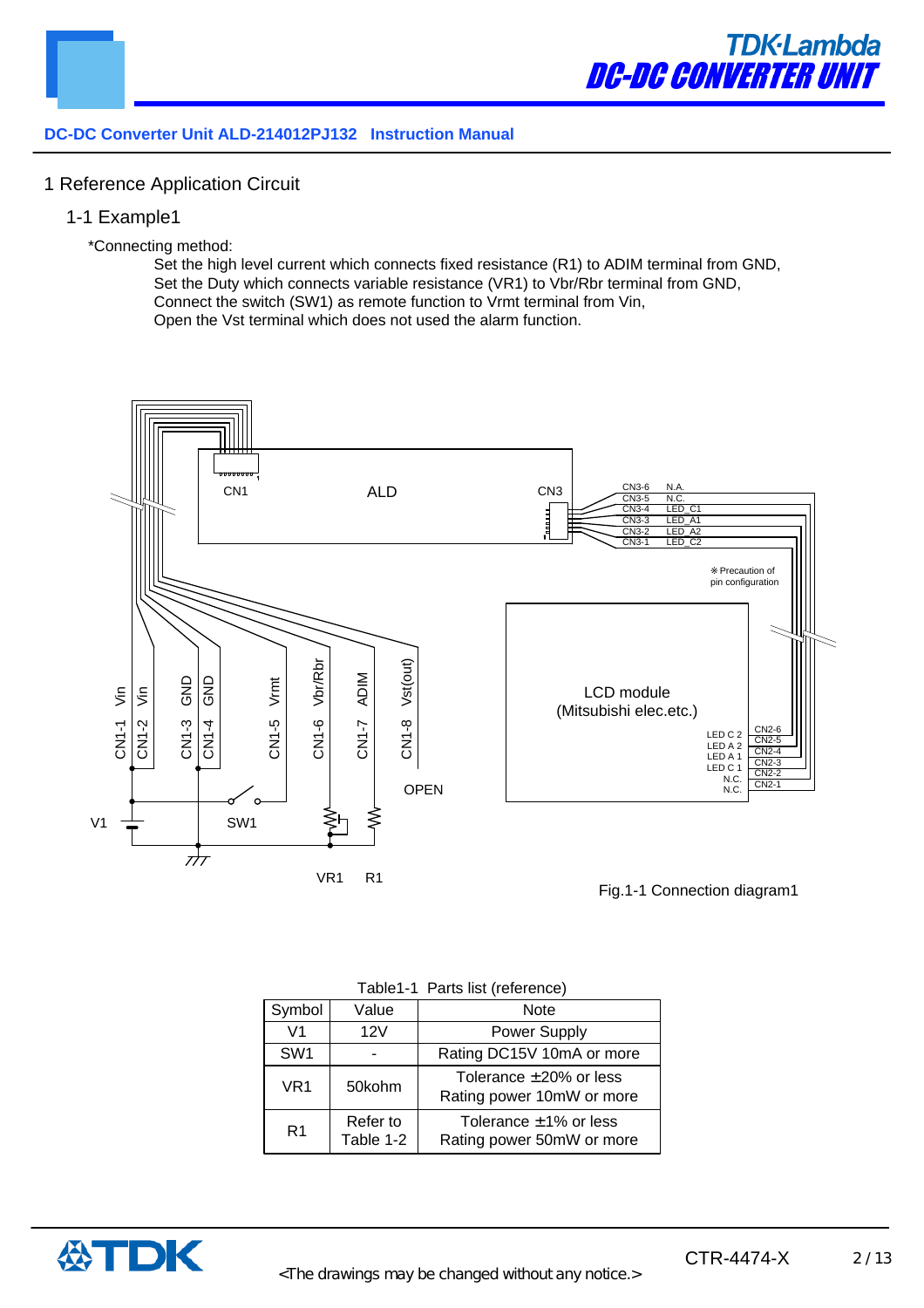DC-DC Converter Unit ALD-214012PJ132 Instruction Manual

# 1 Reference Application Circuit

## 1-1 Example1

*Connecting method:

Set the high level current which connects fixed resistance (R1) to ADIM terminal from GND,
Set the Duty which connects variable resistance (VR1) to Vbr/Rbr terminal from GND,
Connect the switch (SW1) as remote function to Vrmt terminal from Vin,
Open the Vst terminal which does not used the alarm function.

Fig.1-1 Connection diagram1

Table1-1 Parts list (reference)

| Symbol | Value | Note |
|---|---|---|
| V1 | 12V | Power Supply |
| SW1 | - | Rating DC15V 10mA or more |
| VR1 | 50kohm | Tolerance ±20% or less<br>Rating power 10mW or more |
| R1 | Refer to Table 1-2 | Tolerance ±1% or less<br>Rating power 50mW or more |

<The drawings may be changed without any notice.>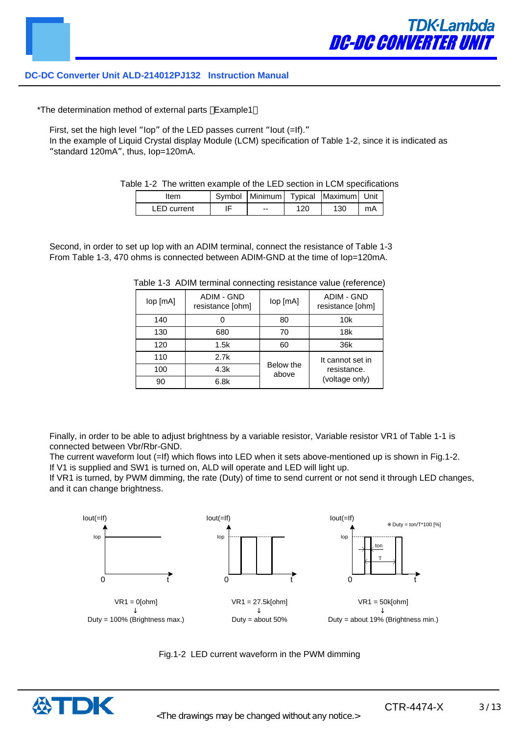*The determination method of external parts （Example1）

First, set the high level “Iop” of the LED passes current “Iout (=If).”
In the example of Liquid Crystal display Module (LCM) specification of Table 1-2, since it is indicated as “standard 120mA”, thus, Iop=120mA.

Table 1-2 The written example of the LED section in LCM specifications

| Item | Symbol | Minimum | Typical | Maximum | Unit |
|---|---|---|---|---|---|
| LED current | IF | -- | 120 | 130 | mA |

Second, in order to set up Iop with an ADIM terminal, connect the resistance of Table 1-3
From Table 1-3, 470 ohms is connected between ADIM-GND at the time of Iop=120mA.

Table 1-3 ADIM terminal connecting resistance value (reference)

| Iop [mA] | ADIM - GND resistance [ohm] | Iop [mA] | ADIM - GND resistance [ohm] |
|---|---|---|---|
| 140 | 0 | 80 | 10k |
| 130 | 680 | 70 | 18k |
| 120 | 1.5k | 60 | 36k |
| 110 | 2.7k | Below the above | It cannot set in resistance. (voltage only) |
| 100 | 4.3k | | |
| 90 | 6.8k | | |

Finally, in order to be able to adjust brightness by a variable resistor, Variable resistor VR1 of Table 1-1 is connected between Vbr/Rbr-GND.
The current waveform Iout (=If) which flows into LED when it sets above-mentioned up is shown in Fig.1-2.
If V1 is supplied and SW1 is turned on, ALD will operate and LED will light up.
If VR1 is turned, by PWM dimming, the rate (Duty) of time to send current or not send it through LED changes, and it can change brightness.

※Duty = ton/T*100 [%]

VR1 = 0[ohm] → Duty = 100% (Brightness max.)

VR1 = 27.5k[ohm] → Duty = about 50%

VR1 = 50k[ohm] → Duty = about 19% (Brightness min.)

Fig.1-2 LED current waveform in the PWM dimming

<The drawings may be changed without any notice.>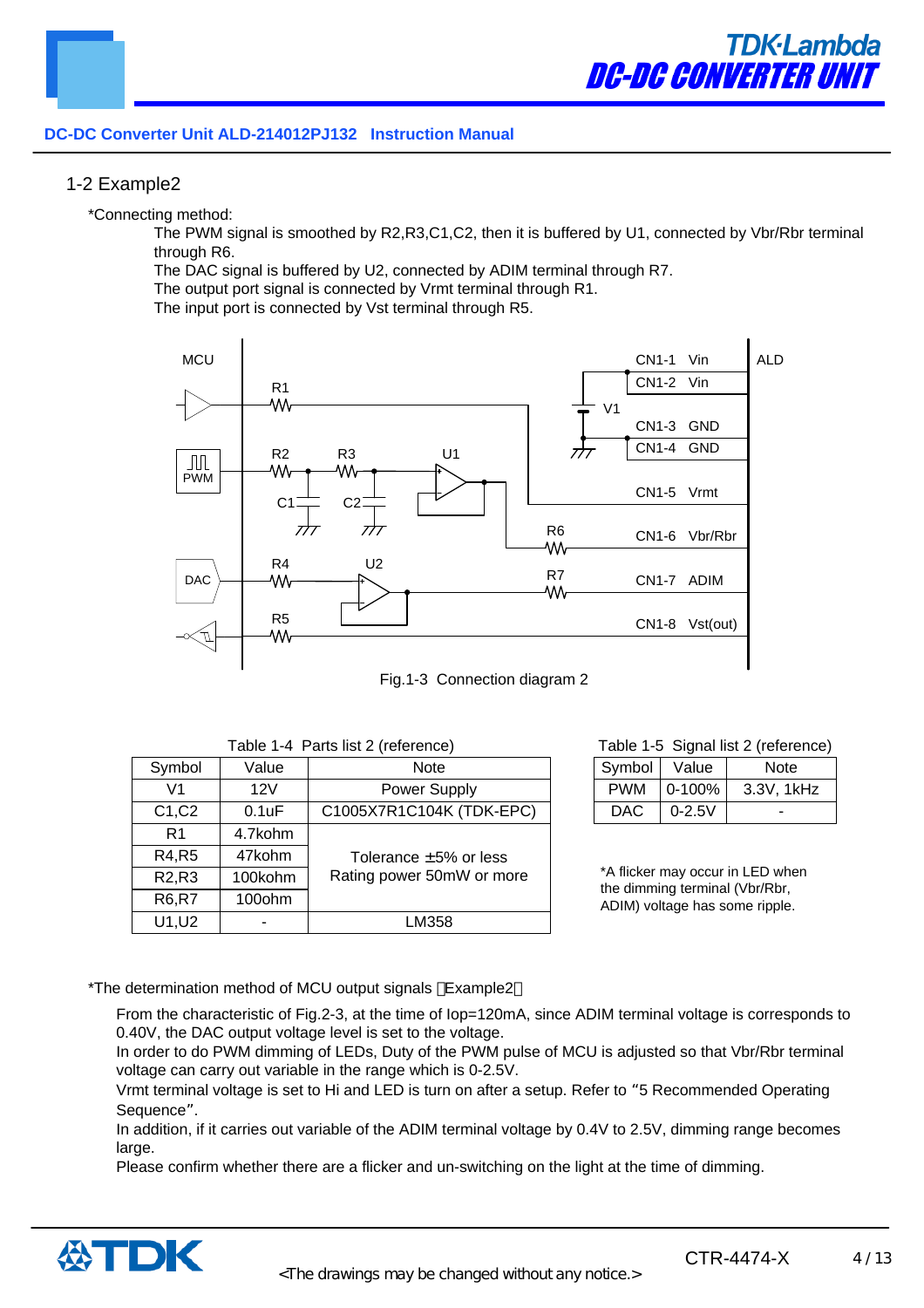## 1-2 Example2

*Connecting method:

The PWM signal is smoothed by R2,R3,C1,C2, then it is buffered by U1, connected by Vbr/Rbr terminal through R6.
The DAC signal is buffered by U2, connected by ADIM terminal through R7.
The output port signal is connected by Vrmt terminal through R1.
The input port is connected by Vst terminal through R5.

Fig.1-3 Connection diagram 2

Table 1-4 Parts list 2 (reference)

| Symbol | Value | Note |
|---|---|---|
| V1 | 12V | Power Supply |
| C1,C2 | 0.1uF | C1005X7R1C104K (TDK-EPC) |
| R1 | 4.7kohm | Tolerance ±5% or less Rating power 50mW or more |
| R4,R5 | 47kohm | |
| R2,R3 | 100kohm | |
| R6,R7 | 100ohm | |
| U1,U2 | - | LM358 |

Table 1-5 Signal list 2 (reference)

| Symbol | Value | Note |
|---|---|---|
| PWM | 0-100% | 3.3V, 1kHz |
| DAC | 0-2.5V | - |

*A flicker may occur in LED when the dimming terminal (Vbr/Rbr, ADIM) voltage has some ripple.

*The determination method of MCU output signals （Example2）

From the characteristic of Fig.2-3, at the time of Iop=120mA, since ADIM terminal voltage is corresponds to 0.40V, the DAC output voltage level is set to the voltage.
In order to do PWM dimming of LEDs, Duty of the PWM pulse of MCU is adjusted so that Vbr/Rbr terminal voltage can carry out variable in the range which is 0-2.5V.
Vrmt terminal voltage is set to Hi and LED is turn on after a setup. Refer to "5 Recommended Operating Sequence".
In addition, if it carries out variable of the ADIM terminal voltage by 0.4V to 2.5V, dimming range becomes large.
Please confirm whether there are a flicker and un-switching on the light at the time of dimming.

<The drawings may be changed without any notice.>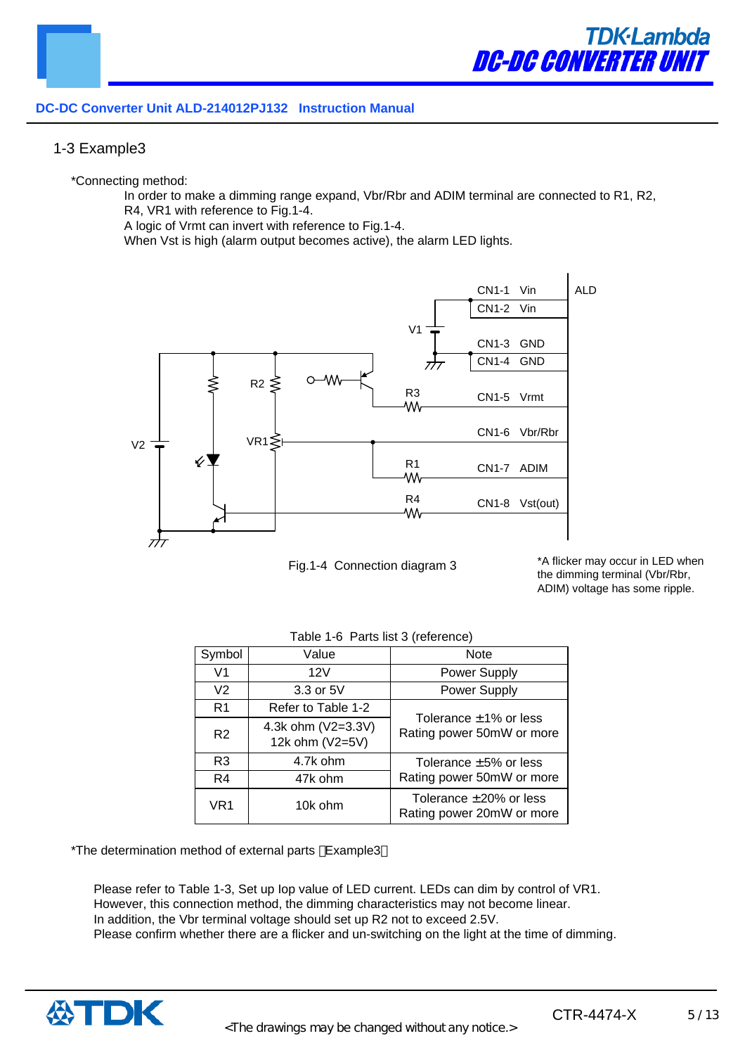## 1-3 Example3

*Connecting method:

In order to make a dimming range expand, Vbr/Rbr and ADIM terminal are connected to R1, R2, R4, VR1 with reference to Fig.1-4.
A logic of Vrmt can invert with reference to Fig.1-4.
When Vst is high (alarm output becomes active), the alarm LED lights.

ALD

CN1-1 Vin
CN1-2 Vin
CN1-3 GND
CN1-4 GND
CN1-5 Vrmt
CN1-6 Vbr/Rbr
CN1-7 ADIM
CN1-8 Vst(out)

V1, V2, R1, R2, R3, R4, VR1

Fig.1-4 Connection diagram 3

*A flicker may occur in LED when the dimming terminal (Vbr/Rbr, ADIM) voltage has some ripple.

Table 1-6 Parts list 3 (reference)

| Symbol | Value | Note |
|---|---|---|
| V1 | 12V | Power Supply |
| V2 | 3.3 or 5V | Power Supply |
| R1 | Refer to Table 1-2 | Tolerance ±1% or less<br>Rating power 50mW or more |
| R2 | 4.3k ohm (V2=3.3V)<br>12k ohm (V2=5V) | |
| R3 | 4.7k ohm | Tolerance ±5% or less<br>Rating power 50mW or more |
| R4 | 47k ohm | |
| VR1 | 10k ohm | Tolerance ±20% or less<br>Rating power 20mW or more |

*The determination method of external parts（Example3）

Please refer to Table 1-3, Set up Iop value of LED current. LEDs can dim by control of VR1.
However, this connection method, the dimming characteristics may not become linear.
In addition, the Vbr terminal voltage should set up R2 not to exceed 2.5V.
Please confirm whether there are a flicker and un-switching on the light at the time of dimming.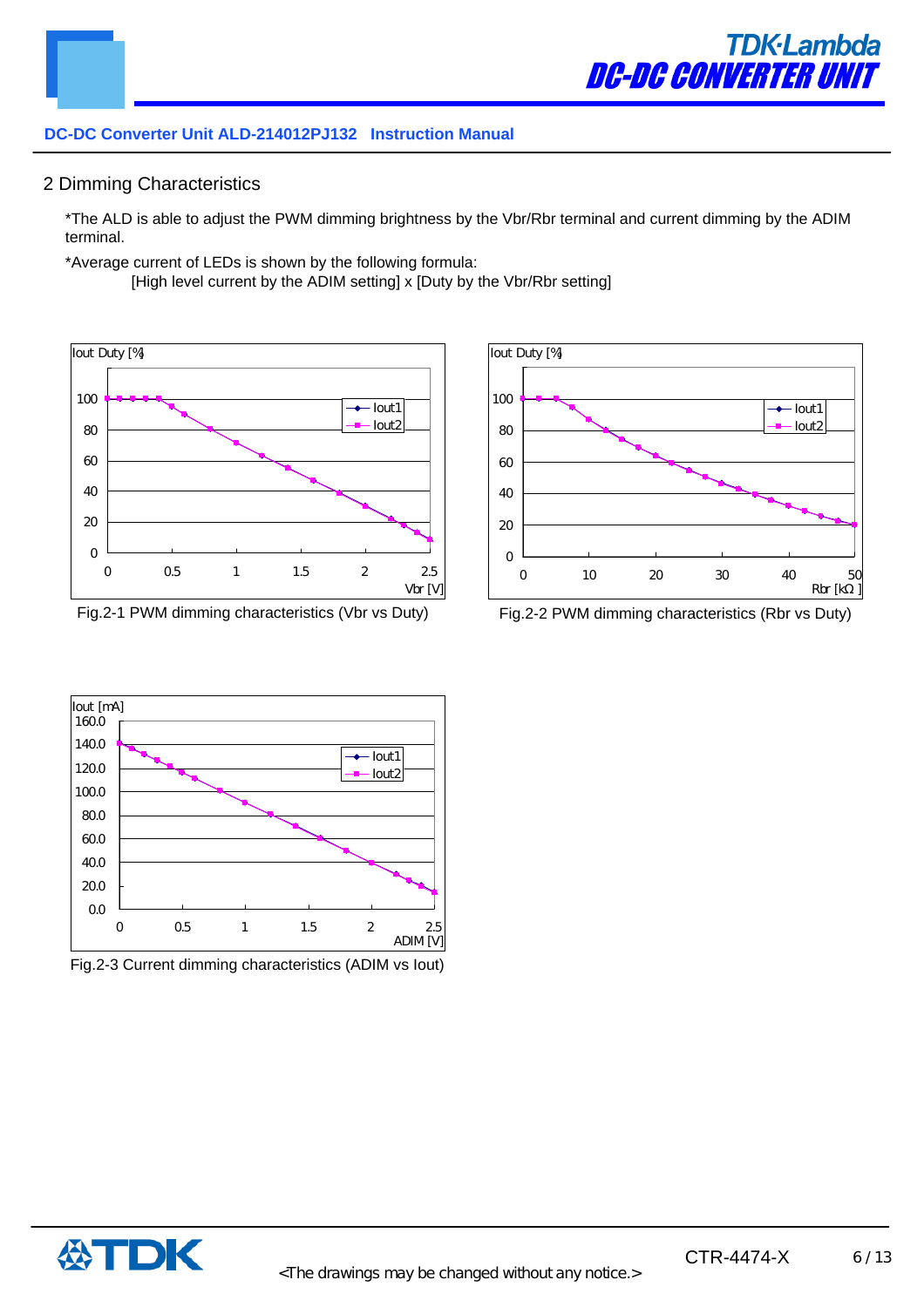## 2 Dimming Characteristics

*The ALD is able to adjust the PWM dimming brightness by the Vbr/Rbr terminal and current dimming by the ADIM terminal.

*Average current of LEDs is shown by the following formula:

[High level current by the ADIM setting] x [Duty by the Vbr/Rbr setting]

Fig.2-1 PWM dimming characteristics (Vbr vs Duty)

Fig.2-2 PWM dimming characteristics (Rbr vs Duty)

Fig.2-3 Current dimming characteristics (ADIM vs Iout)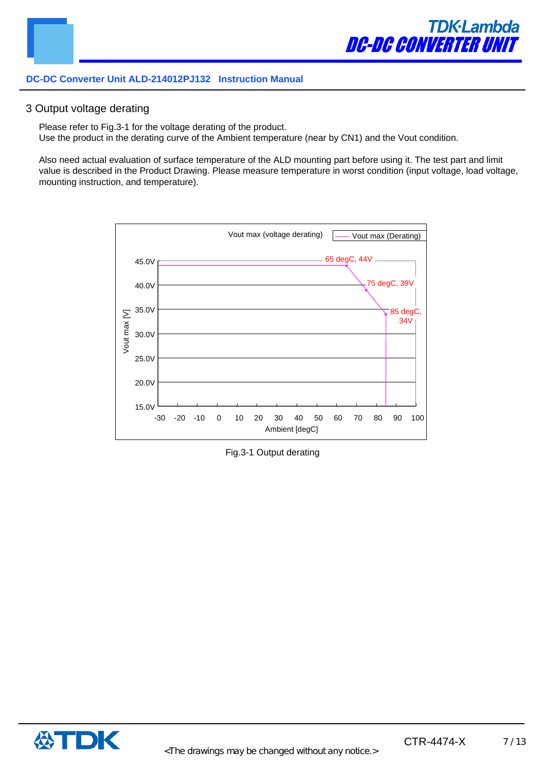## 3 Output voltage derating

Please refer to Fig.3-1 for the voltage derating of the product.
Use the product in the derating curve of the Ambient temperature (near by CN1) and the Vout condition.

Also need actual evaluation of surface temperature of the ALD mounting part before using it. The test part and limit value is described in the Product Drawing. Please measure temperature in worst condition (input voltage, load voltage, mounting instruction, and temperature).

Vout max (voltage derating)

Vout max (Derating)

65 degC, 44V
75 degC, 39V
85 degC, 34V

Vout max [V]: 15.0V, 20.0V, 25.0V, 30.0V, 35.0V, 40.0V, 45.0V

Ambient [degC]: -30, -20, -10, 0, 10, 20, 30, 40, 50, 60, 70, 80, 90, 100

Fig.3-1 Output derating

<The drawings may be changed without any notice.>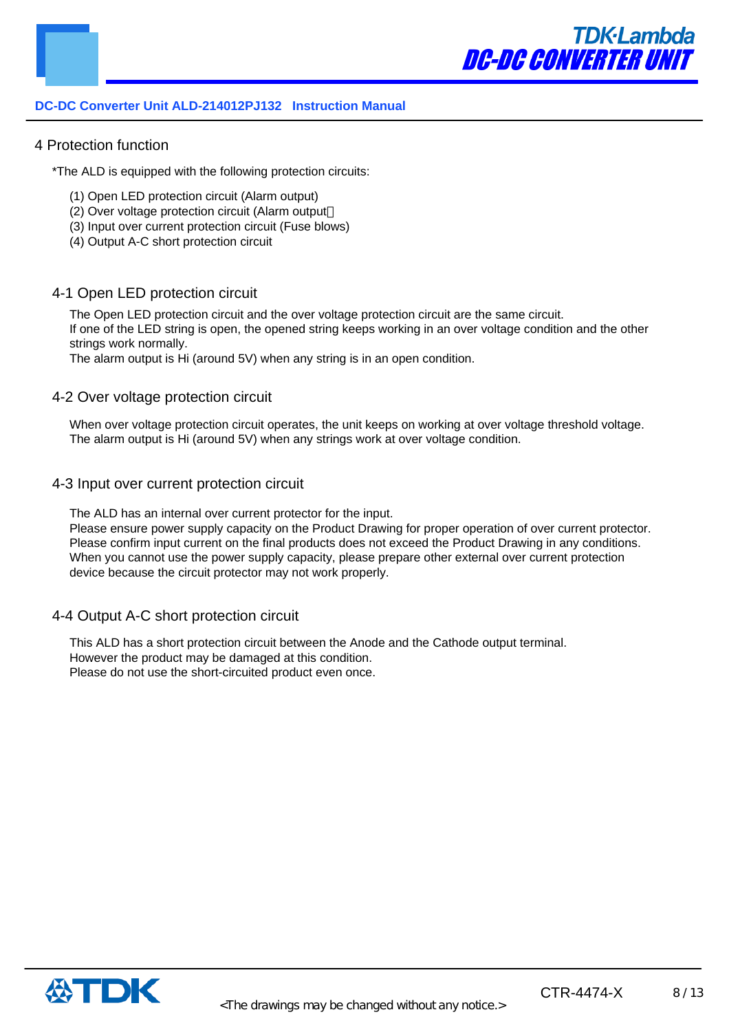# 4 Protection function

*The ALD is equipped with the following protection circuits:

(1) Open LED protection circuit (Alarm output)
(2) Over voltage protection circuit (Alarm output）
(3) Input over current protection circuit (Fuse blows)
(4) Output A-C short protection circuit

## 4-1 Open LED protection circuit

The Open LED protection circuit and the over voltage protection circuit are the same circuit.
If one of the LED string is open, the opened string keeps working in an over voltage condition and the other strings work normally.
The alarm output is Hi (around 5V) when any string is in an open condition.

## 4-2 Over voltage protection circuit

When over voltage protection circuit operates, the unit keeps on working at over voltage threshold voltage.
The alarm output is Hi (around 5V) when any strings work at over voltage condition.

## 4-3 Input over current protection circuit

The ALD has an internal over current protector for the input.
Please ensure power supply capacity on the Product Drawing for proper operation of over current protector.
Please confirm input current on the final products does not exceed the Product Drawing in any conditions.
When you cannot use the power supply capacity, please prepare other external over current protection device because the circuit protector may not work properly.

## 4-4 Output A-C short protection circuit

This ALD has a short protection circuit between the Anode and the Cathode output terminal.
However the product may be damaged at this condition.
Please do not use the short-circuited product even once.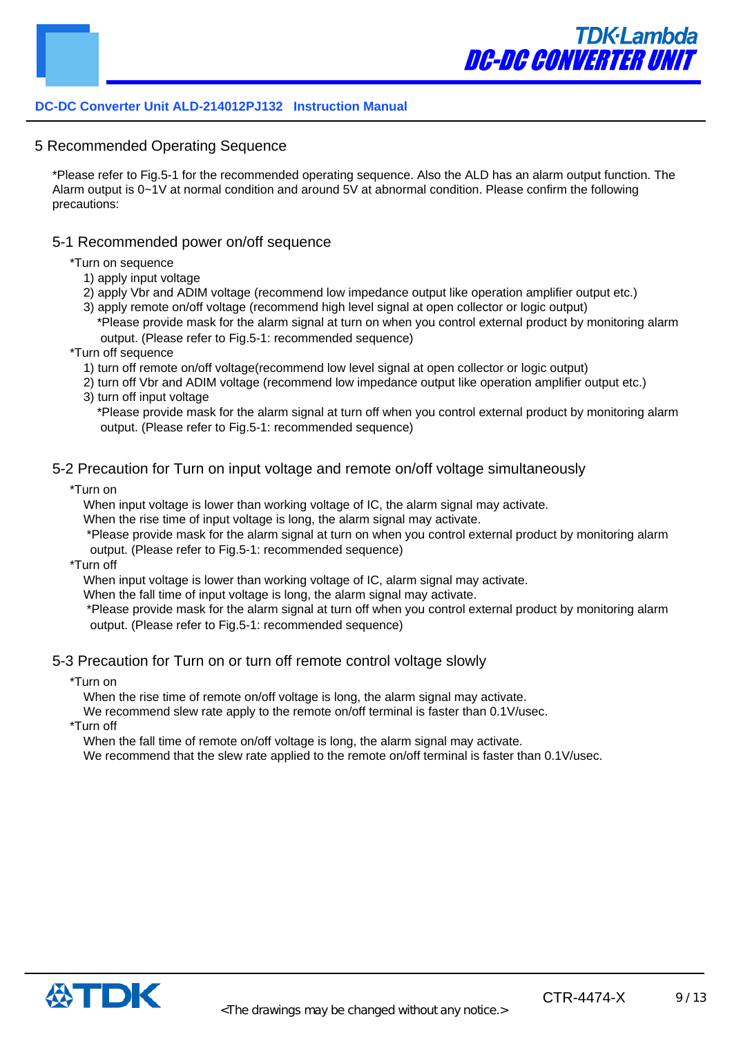# 5 Recommended Operating Sequence

*Please refer to Fig.5-1 for the recommended operating sequence. Also the ALD has an alarm output function. The Alarm output is 0~1V at normal condition and around 5V at abnormal condition. Please confirm the following precautions:

## 5-1 Recommended power on/off sequence

*Turn on sequence

1) apply input voltage
2) apply Vbr and ADIM voltage (recommend low impedance output like operation amplifier output etc.)
3) apply remote on/off voltage (recommend high level signal at open collector or logic output)
   *Please provide mask for the alarm signal at turn on when you control external product by monitoring alarm output. (Please refer to Fig.5-1: recommended sequence)

*Turn off sequence

1) turn off remote on/off voltage(recommend low level signal at open collector or logic output)
2) turn off Vbr and ADIM voltage (recommend low impedance output like operation amplifier output etc.)
3) turn off input voltage
   *Please provide mask for the alarm signal at turn off when you control external product by monitoring alarm output. (Please refer to Fig.5-1: recommended sequence)

## 5-2 Precaution for Turn on input voltage and remote on/off voltage simultaneously

*Turn on

When input voltage is lower than working voltage of IC, the alarm signal may activate.
When the rise time of input voltage is long, the alarm signal may activate.
*Please provide mask for the alarm signal at turn on when you control external product by monitoring alarm output. (Please refer to Fig.5-1: recommended sequence)

*Turn off

When input voltage is lower than working voltage of IC, alarm signal may activate.
When the fall time of input voltage is long, the alarm signal may activate.
*Please provide mask for the alarm signal at turn off when you control external product by monitoring alarm output. (Please refer to Fig.5-1: recommended sequence)

## 5-3 Precaution for Turn on or turn off remote control voltage slowly

*Turn on

When the rise time of remote on/off voltage is long, the alarm signal may activate.
We recommend slew rate apply to the remote on/off terminal is faster than 0.1V/usec.

*Turn off

When the fall time of remote on/off voltage is long, the alarm signal may activate.
We recommend that the slew rate applied to the remote on/off terminal is faster than 0.1V/usec.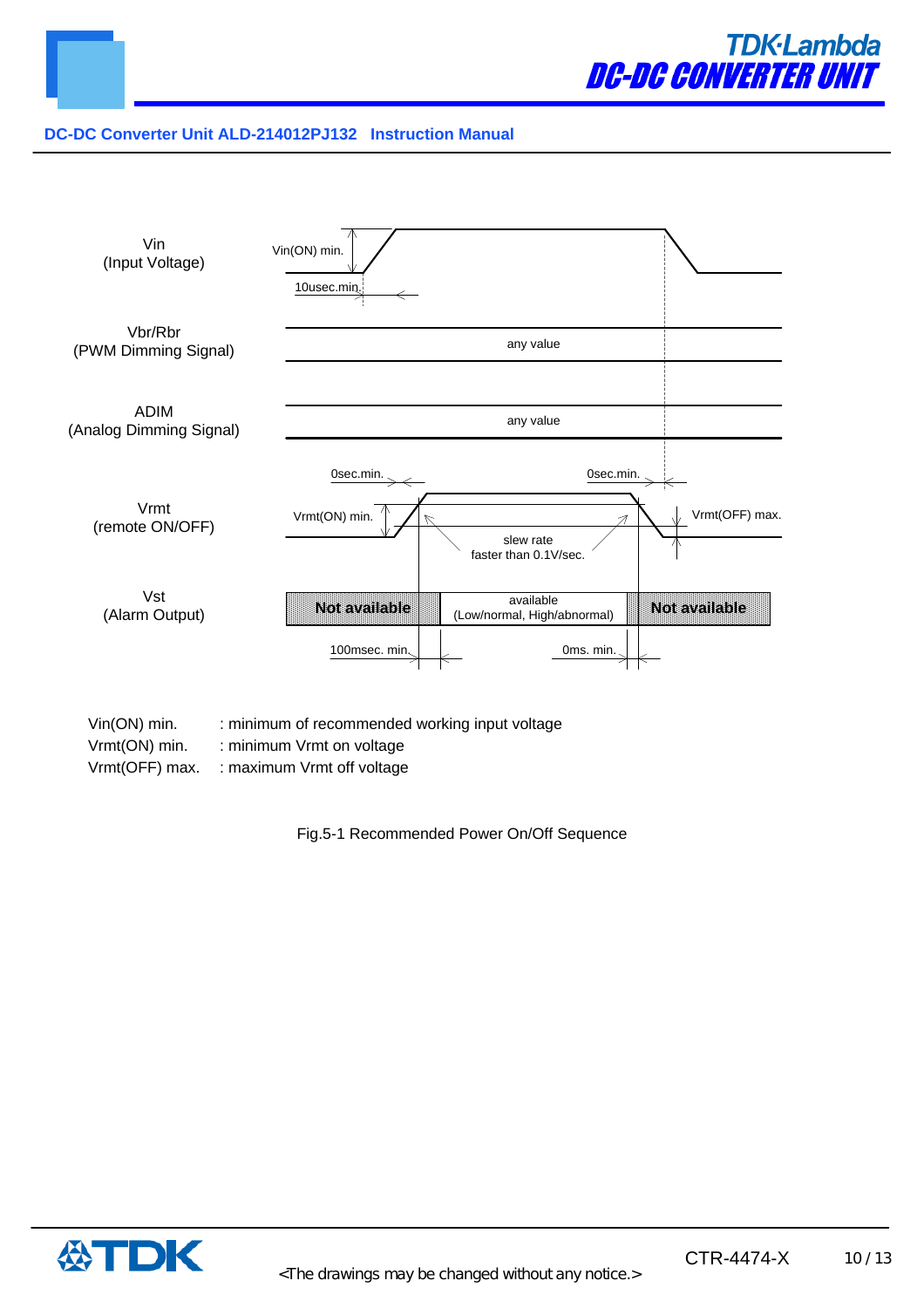| Signal | Description |
| --- | --- |
| Vin (Input Voltage) | Vin(ON) min.; 10usec.min. |
| Vbr/Rbr (PWM Dimming Signal) | any value |
| ADIM (Analog Dimming Signal) | any value |
| Vrmt (remote ON/OFF) | 0sec.min.; Vrmt(ON) min.; slew rate faster than 0.1V/sec.; 0sec.min.; Vrmt(OFF) max. |
| Vst (Alarm Output) | Not available; available (Low/normal, High/abnormal); Not available; 100msec. min.; 0ms. min. |

Vin(ON) min. : minimum of recommended working input voltage
Vrmt(ON) min. : minimum Vrmt on voltage
Vrmt(OFF) max. : maximum Vrmt off voltage

Fig.5-1 Recommended Power On/Off Sequence

<The drawings may be changed without any notice.>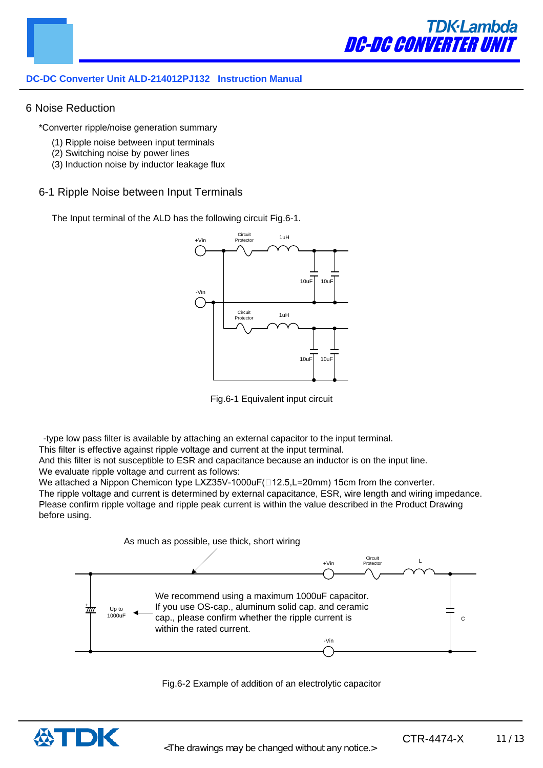DC-DC Converter Unit ALD-214012PJ132 Instruction Manual

## 6 Noise Reduction

*Converter ripple/noise generation summary

(1) Ripple noise between input terminals
(2) Switching noise by power lines
(3) Induction noise by inductor leakage flux

### 6-1 Ripple Noise between Input Terminals

The Input terminal of the ALD has the following circuit Fig.6-1.

Fig.6-1 Equivalent input circuit

-type low pass filter is available by attaching an external capacitor to the input terminal.
This filter is effective against ripple voltage and current at the input terminal.
And this filter is not susceptible to ESR and capacitance because an inductor is on the input line.
We evaluate ripple voltage and current as follows:
We attached a Nippon Chemicon type LXZ35V-1000uF(□12.5,L=20mm) 15cm from the converter.
The ripple voltage and current is determined by external capacitance, ESR, wire length and wiring impedance.
Please confirm ripple voltage and ripple peak current is within the value described in the Product Drawing before using.

As much as possible, use thick, short wiring

We recommend using a maximum 1000uF capacitor.
If you use OS-cap., aluminum solid cap. and ceramic cap., please confirm whether the ripple current is within the rated current.

Fig.6-2 Example of addition of an electrolytic capacitor

<The drawings may be changed without any notice.>

CTR-4474-X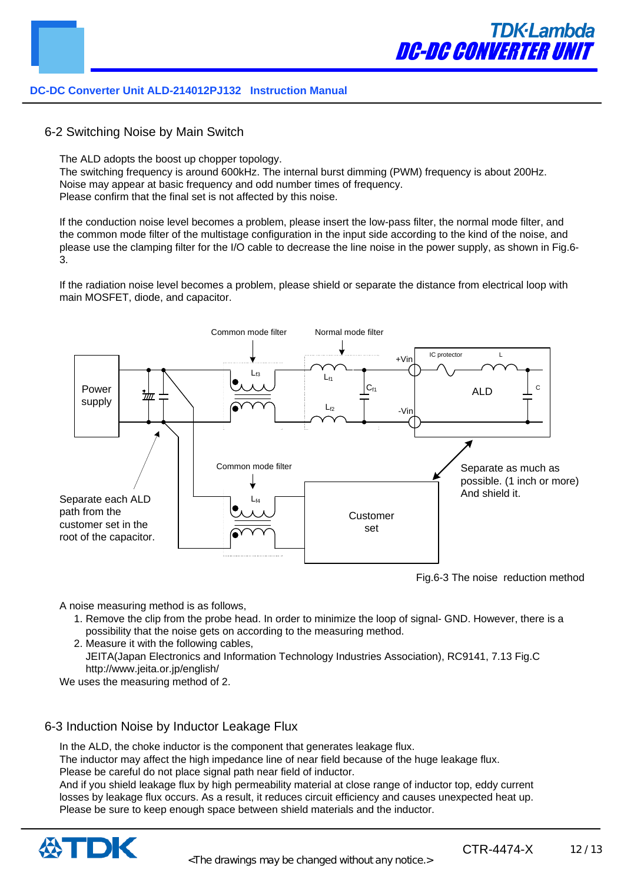## 6-2 Switching Noise by Main Switch

The ALD adopts the boost up chopper topology.
The switching frequency is around 600kHz. The internal burst dimming (PWM) frequency is about 200Hz.
Noise may appear at basic frequency and odd number times of frequency.
Please confirm that the final set is not affected by this noise.

If the conduction noise level becomes a problem, please insert the low-pass filter, the normal mode filter, and the common mode filter of the multistage configuration in the input side according to the kind of the noise, and please use the clamping filter for the I/O cable to decrease the line noise in the power supply, as shown in Fig.6-3.

If the radiation noise level becomes a problem, please shield or separate the distance from electrical loop with main MOSFET, diode, and capacitor.

Fig.6-3 The noise reduction method

A noise measuring method is as follows,

1. Remove the clip from the probe head. In order to minimize the loop of signal- GND. However, there is a possibility that the noise gets on according to the measuring method.
2. Measure it with the following cables,
   JEITA(Japan Electronics and Information Technology Industries Association), RC9141, 7.13 Fig.C
   http://www.jeita.or.jp/english/

We uses the measuring method of 2.

## 6-3 Induction Noise by Inductor Leakage Flux

In the ALD, the choke inductor is the component that generates leakage flux.
The inductor may affect the high impedance line of near field because of the huge leakage flux.
Please be careful do not place signal path near field of inductor.
And if you shield leakage flux by high permeability material at close range of inductor top, eddy current losses by leakage flux occurs. As a result, it reduces circuit efficiency and causes unexpected heat up.
Please be sure to keep enough space between shield materials and the inductor.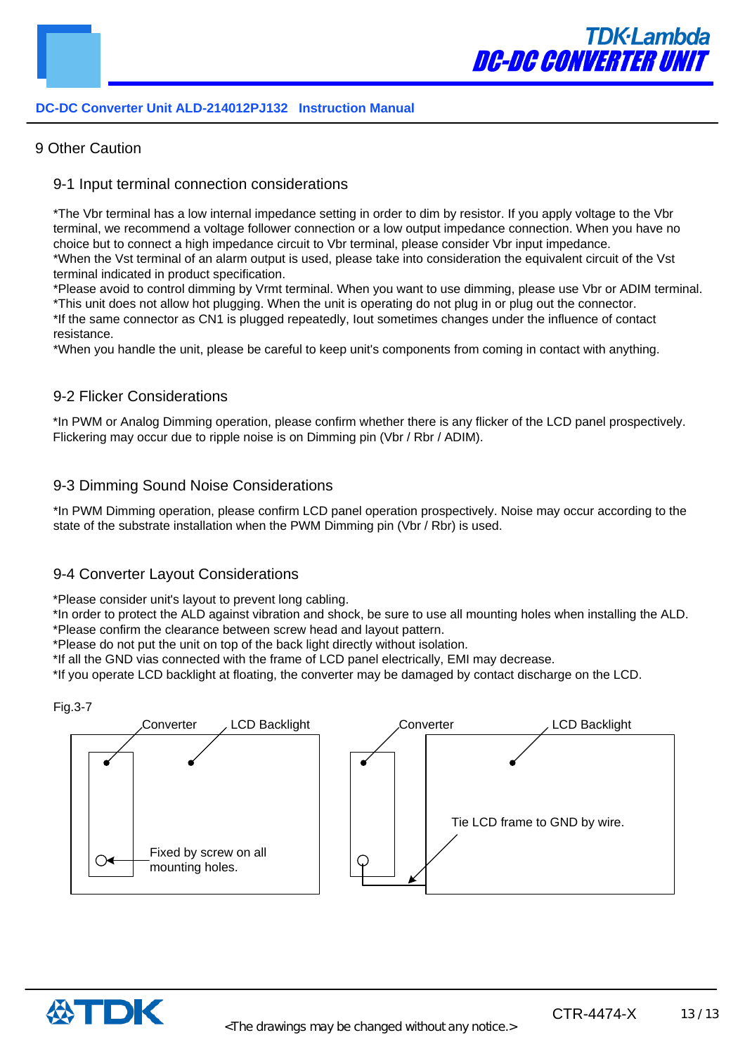# 9 Other Caution

## 9-1 Input terminal connection considerations

*The Vbr terminal has a low internal impedance setting in order to dim by resistor. If you apply voltage to the Vbr terminal, we recommend a voltage follower connection or a low output impedance connection. When you have no choice but to connect a high impedance circuit to Vbr terminal, please consider Vbr input impedance.
*When the Vst terminal of an alarm output is used, please take into consideration the equivalent circuit of the Vst terminal indicated in product specification.
*Please avoid to control dimming by Vrmt terminal. When you want to use dimming, please use Vbr or ADIM terminal.
*This unit does not allow hot plugging. When the unit is operating do not plug in or plug out the connector.
*If the same connector as CN1 is plugged repeatedly, Iout sometimes changes under the influence of contact resistance.
*When you handle the unit, please be careful to keep unit's components from coming in contact with anything.

## 9-2 Flicker Considerations

*In PWM or Analog Dimming operation, please confirm whether there is any flicker of the LCD panel prospectively. Flickering may occur due to ripple noise is on Dimming pin (Vbr / Rbr / ADIM).

## 9-3 Dimming Sound Noise Considerations

*In PWM Dimming operation, please confirm LCD panel operation prospectively. Noise may occur according to the state of the substrate installation when the PWM Dimming pin (Vbr / Rbr) is used.

## 9-4 Converter Layout Considerations

*Please consider unit's layout to prevent long cabling.
*In order to protect the ALD against vibration and shock, be sure to use all mounting holes when installing the ALD.
*Please confirm the clearance between screw head and layout pattern.
*Please do not put the unit on top of the back light directly without isolation.
*If all the GND vias connected with the frame of LCD panel electrically, EMI may decrease.
*If you operate LCD backlight at floating, the converter may be damaged by contact discharge on the LCD.

Fig.3-7

Converter
LCD Backlight
Fixed by screw on all mounting holes.

Converter
LCD Backlight
Tie LCD frame to GND by wire.

<The drawings may be changed without any notice.>